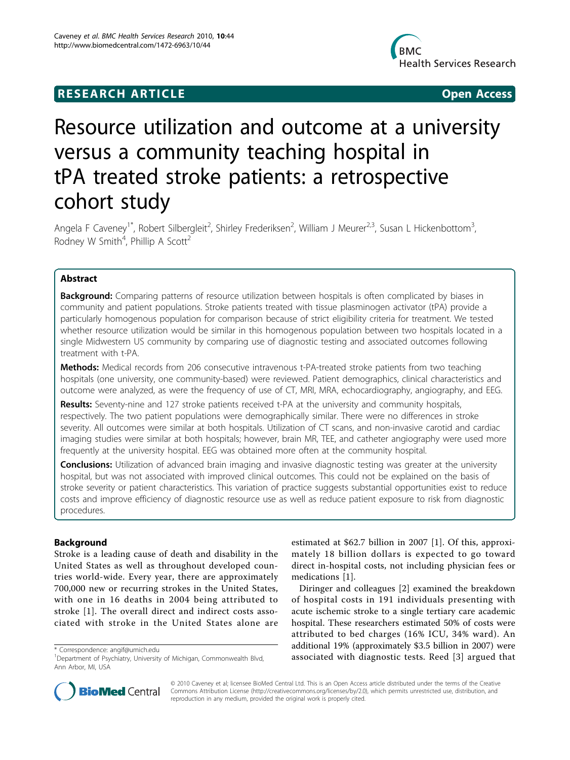**RESEARCH ARTICLE** **Open Access**

# Resource utilization and outcome at a university versus a community teaching hospital in tPA treated stroke patients: a retrospective cohort study

Angela F Caveney[1*], Robert Silbergleit[2], Shirley Frederiksen[2], William J Meurer[2,3], Susan L Hickenbottom[3], Rodney W Smith[4], Phillip A Scott[2]

## Abstract

**Background:** Comparing patterns of resource utilization between hospitals is often complicated by biases in community and patient populations. Stroke patients treated with tissue plasminogen activator (tPA) provide a particularly homogenous population for comparison because of strict eligibility criteria for treatment. We tested whether resource utilization would be similar in this homogenous population between two hospitals located in a single Midwestern US community by comparing use of diagnostic testing and associated outcomes following treatment with t-PA.

**Methods:** Medical records from 206 consecutive intravenous t-PA-treated stroke patients from two teaching hospitals (one university, one community-based) were reviewed. Patient demographics, clinical characteristics and outcome were analyzed, as were the frequency of use of CT, MRI, MRA, echocardiography, angiography, and EEG.

**Results:** Seventy-nine and 127 stroke patients received t-PA at the university and community hospitals, respectively. The two patient populations were demographically similar. There were no differences in stroke severity. All outcomes were similar at both hospitals. Utilization of CT scans, and non-invasive carotid and cardiac imaging studies were similar at both hospitals; however, brain MR, TEE, and catheter angiography were used more frequently at the university hospital. EEG was obtained more often at the community hospital.

**Conclusions:** Utilization of advanced brain imaging and invasive diagnostic testing was greater at the university hospital, but was not associated with improved clinical outcomes. This could not be explained on the basis of stroke severity or patient characteristics. This variation of practice suggests substantial opportunities exist to reduce costs and improve efficiency of diagnostic resource use as well as reduce patient exposure to risk from diagnostic procedures.

## Background

Stroke is a leading cause of death and disability in the United States as well as throughout developed countries world-wide. Every year, there are approximately 700,000 new or recurring strokes in the United States, with one in 16 deaths in 2004 being attributed to stroke [1]. The overall direct and indirect costs associated with stroke in the United States alone are estimated at $62.7 billion in 2007 [1]. Of this, approximately 18 billion dollars is expected to go toward direct in-hospital costs, not including physician fees or medications [1].

Diringer and colleagues [2] examined the breakdown of hospital costs in 191 individuals presenting with acute ischemic stroke to a single tertiary care academic hospital. These researchers estimated 50% of costs were attributed to bed charges (16% ICU, 34% ward). An additional 19% (approximately $3.5 billion in 2007) were associated with diagnostic tests. Reed [3] argued that

\* Correspondence: angif@umich.edu

[1]Department of Psychiatry, University of Michigan, Commonwealth Blvd, Ann Arbor, MI, USA

© 2010 Caveney et al; licensee BioMed Central Ltd. This is an Open Access article distributed under the terms of the Creative Commons Attribution License (http://creativecommons.org/licenses/by/2.0), which permits unrestricted use, distribution, and reproduction in any medium, provided the original work is properly cited.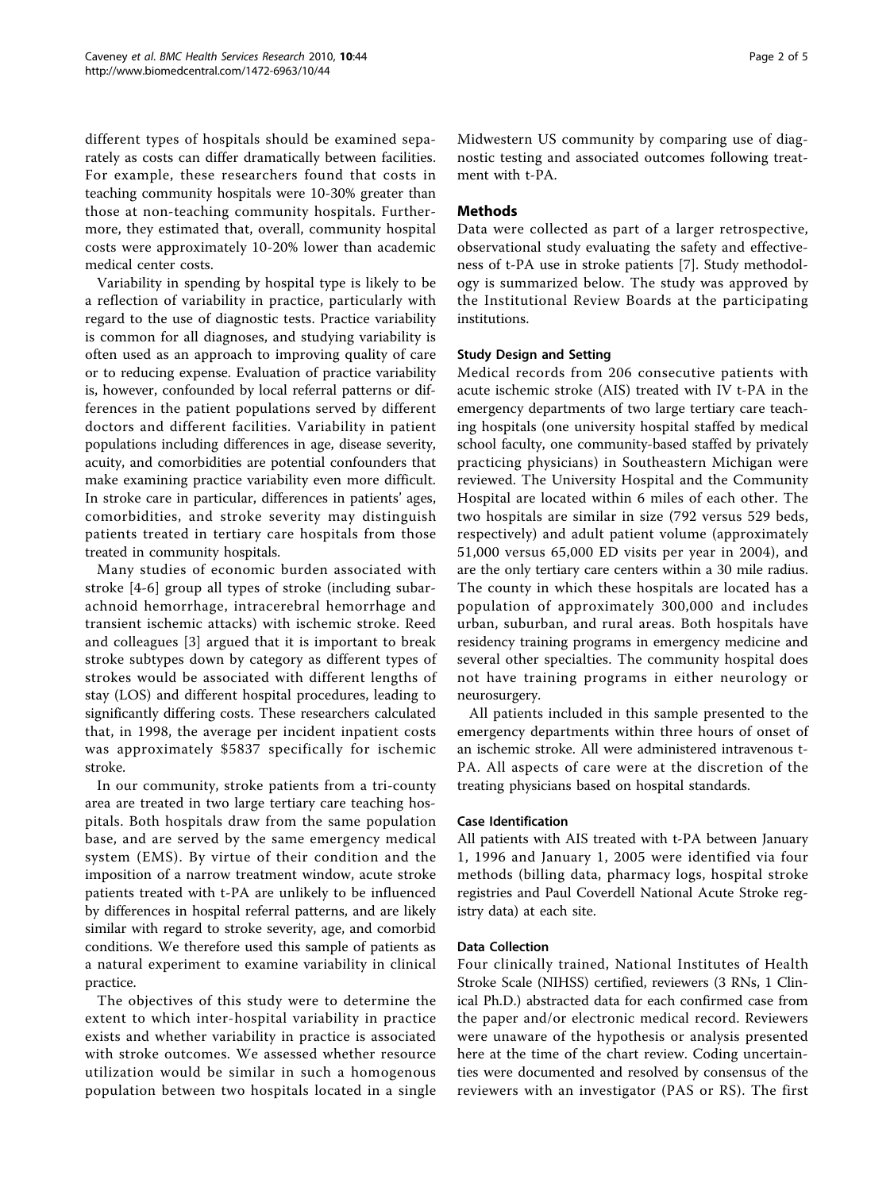different types of hospitals should be examined separately as costs can differ dramatically between facilities. For example, these researchers found that costs in teaching community hospitals were 10-30% greater than those at non-teaching community hospitals. Furthermore, they estimated that, overall, community hospital costs were approximately 10-20% lower than academic medical center costs.

Variability in spending by hospital type is likely to be a reflection of variability in practice, particularly with regard to the use of diagnostic tests. Practice variability is common for all diagnoses, and studying variability is often used as an approach to improving quality of care or to reducing expense. Evaluation of practice variability is, however, confounded by local referral patterns or differences in the patient populations served by different doctors and different facilities. Variability in patient populations including differences in age, disease severity, acuity, and comorbidities are potential confounders that make examining practice variability even more difficult. In stroke care in particular, differences in patients' ages, comorbidities, and stroke severity may distinguish patients treated in tertiary care hospitals from those treated in community hospitals.

Many studies of economic burden associated with stroke [4-6] group all types of stroke (including subarachnoid hemorrhage, intracerebral hemorrhage and transient ischemic attacks) with ischemic stroke. Reed and colleagues [3] argued that it is important to break stroke subtypes down by category as different types of strokes would be associated with different lengths of stay (LOS) and different hospital procedures, leading to significantly differing costs. These researchers calculated that, in 1998, the average per incident inpatient costs was approximately $5837 specifically for ischemic stroke.

In our community, stroke patients from a tri-county area are treated in two large tertiary care teaching hospitals. Both hospitals draw from the same population base, and are served by the same emergency medical system (EMS). By virtue of their condition and the imposition of a narrow treatment window, acute stroke patients treated with t-PA are unlikely to be influenced by differences in hospital referral patterns, and are likely similar with regard to stroke severity, age, and comorbid conditions. We therefore used this sample of patients as a natural experiment to examine variability in clinical practice.

The objectives of this study were to determine the extent to which inter-hospital variability in practice exists and whether variability in practice is associated with stroke outcomes. We assessed whether resource utilization would be similar in such a homogenous population between two hospitals located in a single Midwestern US community by comparing use of diagnostic testing and associated outcomes following treatment with t-PA.

## Methods

Data were collected as part of a larger retrospective, observational study evaluating the safety and effectiveness of t-PA use in stroke patients [7]. Study methodology is summarized below. The study was approved by the Institutional Review Boards at the participating institutions.

### Study Design and Setting

Medical records from 206 consecutive patients with acute ischemic stroke (AIS) treated with IV t-PA in the emergency departments of two large tertiary care teaching hospitals (one university hospital staffed by medical school faculty, one community-based staffed by privately practicing physicians) in Southeastern Michigan were reviewed. The University Hospital and the Community Hospital are located within 6 miles of each other. The two hospitals are similar in size (792 versus 529 beds, respectively) and adult patient volume (approximately 51,000 versus 65,000 ED visits per year in 2004), and are the only tertiary care centers within a 30 mile radius. The county in which these hospitals are located has a population of approximately 300,000 and includes urban, suburban, and rural areas. Both hospitals have residency training programs in emergency medicine and several other specialties. The community hospital does not have training programs in either neurology or neurosurgery.

All patients included in this sample presented to the emergency departments within three hours of onset of an ischemic stroke. All were administered intravenous t-PA. All aspects of care were at the discretion of the treating physicians based on hospital standards.

### Case Identification

All patients with AIS treated with t-PA between January 1, 1996 and January 1, 2005 were identified via four methods (billing data, pharmacy logs, hospital stroke registries and Paul Coverdell National Acute Stroke registry data) at each site.

### Data Collection

Four clinically trained, National Institutes of Health Stroke Scale (NIHSS) certified, reviewers (3 RNs, 1 Clinical Ph.D.) abstracted data for each confirmed case from the paper and/or electronic medical record. Reviewers were unaware of the hypothesis or analysis presented here at the time of the chart review. Coding uncertainties were documented and resolved by consensus of the reviewers with an investigator (PAS or RS). The first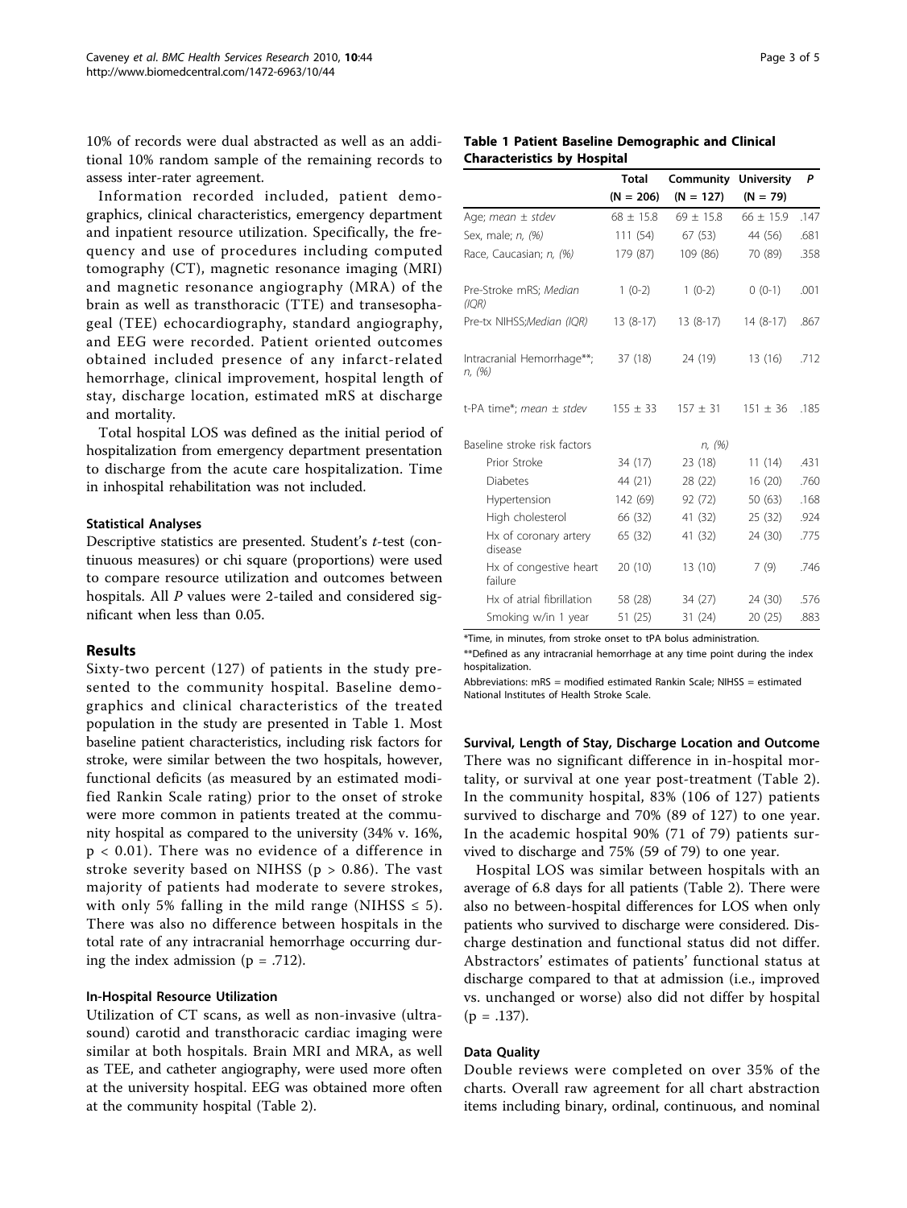10% of records were dual abstracted as well as an additional 10% random sample of the remaining records to assess inter-rater agreement.

Information recorded included, patient demographics, clinical characteristics, emergency department and inpatient resource utilization. Specifically, the frequency and use of procedures including computed tomography (CT), magnetic resonance imaging (MRI) and magnetic resonance angiography (MRA) of the brain as well as transthoracic (TTE) and transesophageal (TEE) echocardiography, standard angiography, and EEG were recorded. Patient oriented outcomes obtained included presence of any infarct-related hemorrhage, clinical improvement, hospital length of stay, discharge location, estimated mRS at discharge and mortality.

Total hospital LOS was defined as the initial period of hospitalization from emergency department presentation to discharge from the acute care hospitalization. Time in inhospital rehabilitation was not included.

### Statistical Analyses

Descriptive statistics are presented. Student's *t*-test (continuous measures) or chi square (proportions) were used to compare resource utilization and outcomes between hospitals. All *P* values were 2-tailed and considered significant when less than 0.05.

## Results

Sixty-two percent (127) of patients in the study presented to the community hospital. Baseline demographics and clinical characteristics of the treated population in the study are presented in Table 1. Most baseline patient characteristics, including risk factors for stroke, were similar between the two hospitals, however, functional deficits (as measured by an estimated modified Rankin Scale rating) prior to the onset of stroke were more common in patients treated at the community hospital as compared to the university (34% v. 16%, $p < 0.01$). There was no evidence of a difference in stroke severity based on NIHSS ($p > 0.86$). The vast majority of patients had moderate to severe strokes, with only 5% falling in the mild range (NIHSS $\leq 5$). There was also no difference between hospitals in the total rate of any intracranial hemorrhage occurring during the index admission ($p = .712$).

### In-Hospital Resource Utilization

Utilization of CT scans, as well as non-invasive (ultrasound) carotid and transthoracic cardiac imaging were similar at both hospitals. Brain MRI and MRA, as well as TEE, and catheter angiography, were used more often at the university hospital. EEG was obtained more often at the community hospital (Table 2).

**Table 1 Patient Baseline Demographic and Clinical Characteristics by Hospital**

| | Total (N = 206) | Community (N = 127) | University (N = 79) | *P* |
|---|---|---|---|---|
| Age; *mean ± stdev* | 68 ± 15.8 | 69 ± 15.8 | 66 ± 15.9 | .147 |
| Sex, male; *n, (%)* | 111 (54) | 67 (53) | 44 (56) | .681 |
| Race, Caucasian; *n, (%)* | 179 (87) | 109 (86) | 70 (89) | .358 |
| Pre-Stroke mRS; *Median (IQR)* | 1 (0-2) | 1 (0-2) | 0 (0-1) | .001 |
| Pre-tx NIHSS;*Median (IQR)* | 13 (8-17) | 13 (8-17) | 14 (8-17) | .867 |
| Intracranial Hemorrhage**; *n, (%)* | 37 (18) | 24 (19) | 13 (16) | .712 |
| t-PA time*; *mean ± stdev* | 155 ± 33 | 157 ± 31 | 151 ± 36 | .185 |
| Baseline stroke risk factors | | *n, (%)* | | |
| Prior Stroke | 34 (17) | 23 (18) | 11 (14) | .431 |
| Diabetes | 44 (21) | 28 (22) | 16 (20) | .760 |
| Hypertension | 142 (69) | 92 (72) | 50 (63) | .168 |
| High cholesterol | 66 (32) | 41 (32) | 25 (32) | .924 |
| Hx of coronary artery disease | 65 (32) | 41 (32) | 24 (30) | .775 |
| Hx of congestive heart failure | 20 (10) | 13 (10) | 7 (9) | .746 |
| Hx of atrial fibrillation | 58 (28) | 34 (27) | 24 (30) | .576 |
| Smoking w/in 1 year | 51 (25) | 31 (24) | 20 (25) | .883 |

*Time, in minutes, from stroke onset to tPA bolus administration.

**Defined as any intracranial hemorrhage at any time point during the index hospitalization.

Abbreviations: mRS = modified estimated Rankin Scale; NIHSS = estimated National Institutes of Health Stroke Scale.

### Survival, Length of Stay, Discharge Location and Outcome

There was no significant difference in in-hospital mortality, or survival at one year post-treatment (Table 2). In the community hospital, 83% (106 of 127) patients survived to discharge and 70% (89 of 127) to one year. In the academic hospital 90% (71 of 79) patients survived to discharge and 75% (59 of 79) to one year.

Hospital LOS was similar between hospitals with an average of 6.8 days for all patients (Table 2). There were also no between-hospital differences for LOS when only patients who survived to discharge were considered. Discharge destination and functional status did not differ. Abstractors' estimates of patients' functional status at discharge compared to that at admission (i.e., improved vs. unchanged or worse) also did not differ by hospital ($p = .137$).

### Data Quality

Double reviews were completed on over 35% of the charts. Overall raw agreement for all chart abstraction items including binary, ordinal, continuous, and nominal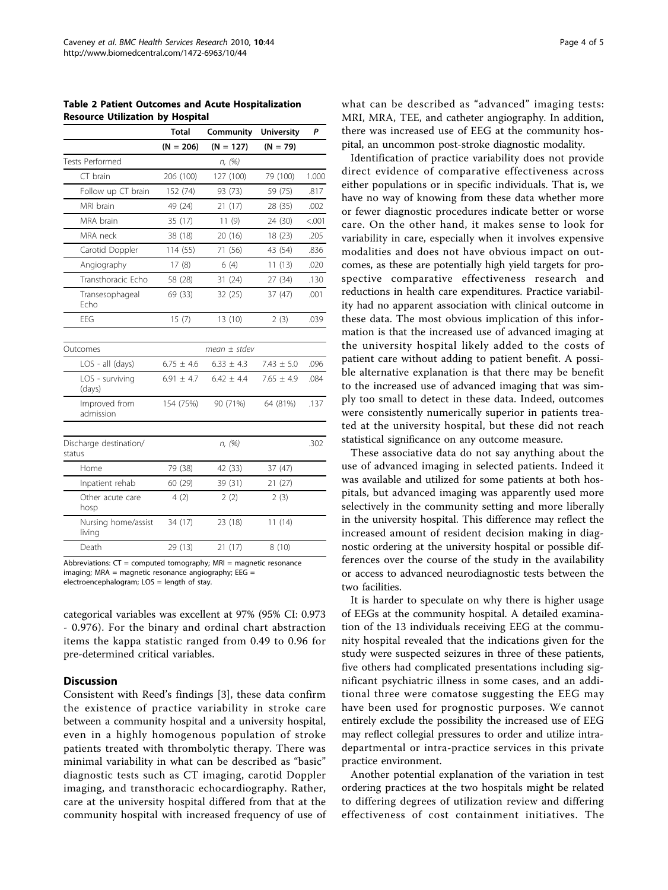**Table 2 Patient Outcomes and Acute Hospitalization Resource Utilization by Hospital**

| | Total | Community | University | P |
|---|---|---|---|---|
| | (N = 206) | (N = 127) | (N = 79) | |
| Tests Performed | | n, (%) | | |
| CT brain | 206 (100) | 127 (100) | 79 (100) | 1.000 |
| Follow up CT brain | 152 (74) | 93 (73) | 59 (75) | .817 |
| MRI brain | 49 (24) | 21 (17) | 28 (35) | .002 |
| MRA brain | 35 (17) | 11 (9) | 24 (30) | <.001 |
| MRA neck | 38 (18) | 20 (16) | 18 (23) | .205 |
| Carotid Doppler | 114 (55) | 71 (56) | 43 (54) | .836 |
| Angiography | 17 (8) | 6 (4) | 11 (13) | .020 |
| Transthoracic Echo | 58 (28) | 31 (24) | 27 (34) | .130 |
| Transesophageal Echo | 69 (33) | 32 (25) | 37 (47) | .001 |
| EEG | 15 (7) | 13 (10) | 2 (3) | .039 |
| Outcomes | | mean ± stdev | | |
| LOS - all (days) | 6.75 ± 4.6 | 6.33 ± 4.3 | 7.43 ± 5.0 | .096 |
| LOS - surviving (days) | 6.91 ± 4.7 | 6.42 ± 4.4 | 7.65 ± 4.9 | .084 |
| Improved from admission | 154 (75%) | 90 (71%) | 64 (81%) | .137 |
| Discharge destination/ status | | n, (%) | | .302 |
| Home | 79 (38) | 42 (33) | 37 (47) | |
| Inpatient rehab | 60 (29) | 39 (31) | 21 (27) | |
| Other acute care hosp | 4 (2) | 2 (2) | 2 (3) | |
| Nursing home/assist living | 34 (17) | 23 (18) | 11 (14) | |
| Death | 29 (13) | 21 (17) | 8 (10) | |

Abbreviations: CT = computed tomography; MRI = magnetic resonance imaging; MRA = magnetic resonance angiography; EEG = electroencephalogram; LOS = length of stay.

categorical variables was excellent at 97% (95% CI: 0.973 - 0.976). For the binary and ordinal chart abstraction items the kappa statistic ranged from 0.49 to 0.96 for pre-determined critical variables.

## Discussion

Consistent with Reed's findings [3], these data confirm the existence of practice variability in stroke care between a community hospital and a university hospital, even in a highly homogenous population of stroke patients treated with thrombolytic therapy. There was minimal variability in what can be described as "basic" diagnostic tests such as CT imaging, carotid Doppler imaging, and transthoracic echocardiography. Rather, care at the university hospital differed from that at the community hospital with increased frequency of use of what can be described as "advanced" imaging tests: MRI, MRA, TEE, and catheter angiography. In addition, there was increased use of EEG at the community hospital, an uncommon post-stroke diagnostic modality.

Identification of practice variability does not provide direct evidence of comparative effectiveness across either populations or in specific individuals. That is, we have no way of knowing from these data whether more or fewer diagnostic procedures indicate better or worse care. On the other hand, it makes sense to look for variability in care, especially when it involves expensive modalities and does not have obvious impact on outcomes, as these are potentially high yield targets for prospective comparative effectiveness research and reductions in health care expenditures. Practice variability had no apparent association with clinical outcome in these data. The most obvious implication of this information is that the increased use of advanced imaging at the university hospital likely added to the costs of patient care without adding to patient benefit. A possible alternative explanation is that there may be benefit to the increased use of advanced imaging that was simply too small to detect in these data. Indeed, outcomes were consistently numerically superior in patients treated at the university hospital, but these did not reach statistical significance on any outcome measure.

These associative data do not say anything about the use of advanced imaging in selected patients. Indeed it was available and utilized for some patients at both hospitals, but advanced imaging was apparently used more selectively in the community setting and more liberally in the university hospital. This difference may reflect the increased amount of resident decision making in diagnostic ordering at the university hospital or possible differences over the course of the study in the availability or access to advanced neurodiagnostic tests between the two facilities.

It is harder to speculate on why there is higher usage of EEGs at the community hospital. A detailed examination of the 13 individuals receiving EEG at the community hospital revealed that the indications given for the study were suspected seizures in three of these patients, five others had complicated presentations including significant psychiatric illness in some cases, and an additional three were comatose suggesting the EEG may have been used for prognostic purposes. We cannot entirely exclude the possibility the increased use of EEG may reflect collegial pressures to order and utilize intradepartmental or intra-practice services in this private practice environment.

Another potential explanation of the variation in test ordering practices at the two hospitals might be related to differing degrees of utilization review and differing effectiveness of cost containment initiatives. The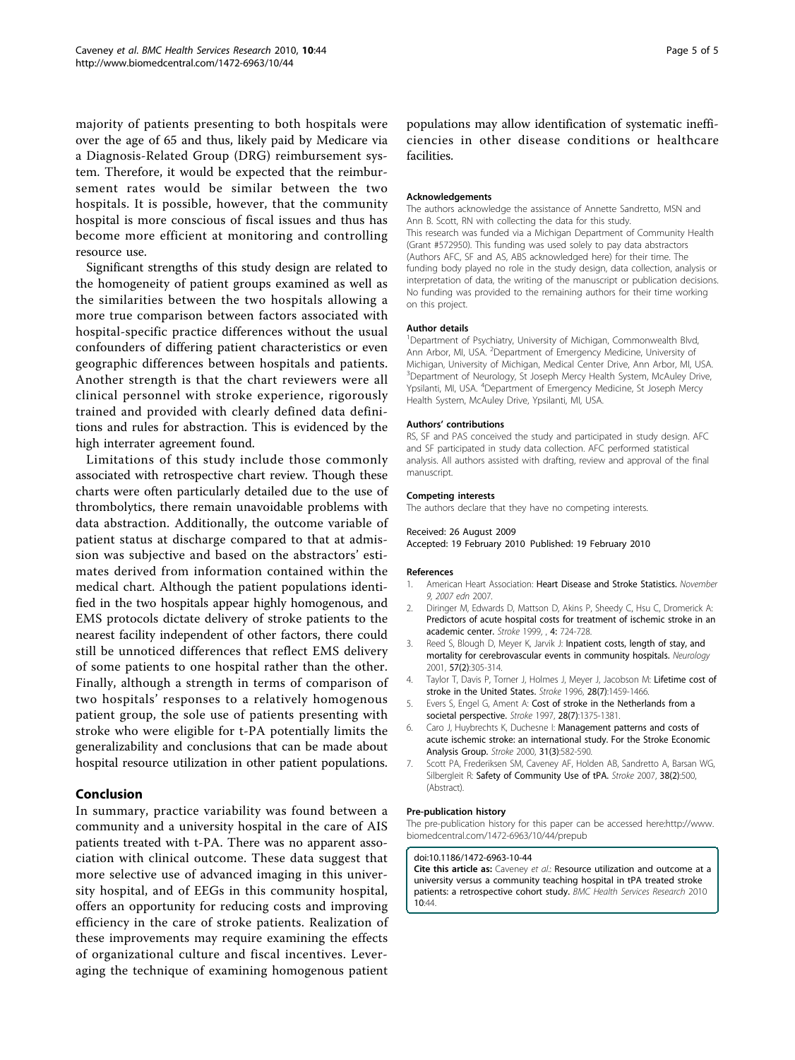majority of patients presenting to both hospitals were over the age of 65 and thus, likely paid by Medicare via a Diagnosis-Related Group (DRG) reimbursement system. Therefore, it would be expected that the reimbursement rates would be similar between the two hospitals. It is possible, however, that the community hospital is more conscious of fiscal issues and thus has become more efficient at monitoring and controlling resource use.

Significant strengths of this study design are related to the homogeneity of patient groups examined as well as the similarities between the two hospitals allowing a more true comparison between factors associated with hospital-specific practice differences without the usual confounders of differing patient characteristics or even geographic differences between hospitals and patients. Another strength is that the chart reviewers were all clinical personnel with stroke experience, rigorously trained and provided with clearly defined data definitions and rules for abstraction. This is evidenced by the high interrater agreement found.

Limitations of this study include those commonly associated with retrospective chart review. Though these charts were often particularly detailed due to the use of thrombolytics, there remain unavoidable problems with data abstraction. Additionally, the outcome variable of patient status at discharge compared to that at admission was subjective and based on the abstractors' estimates derived from information contained within the medical chart. Although the patient populations identified in the two hospitals appear highly homogenous, and EMS protocols dictate delivery of stroke patients to the nearest facility independent of other factors, there could still be unnoticed differences that reflect EMS delivery of some patients to one hospital rather than the other. Finally, although a strength in terms of comparison of two hospitals' responses to a relatively homogenous patient group, the sole use of patients presenting with stroke who were eligible for t-PA potentially limits the generalizability and conclusions that can be made about hospital resource utilization in other patient populations.

## Conclusion

In summary, practice variability was found between a community and a university hospital in the care of AIS patients treated with t-PA. There was no apparent association with clinical outcome. These data suggest that more selective use of advanced imaging in this university hospital, and of EEGs in this community hospital, offers an opportunity for reducing costs and improving efficiency in the care of stroke patients. Realization of these improvements may require examining the effects of organizational culture and fiscal incentives. Leveraging the technique of examining homogenous patient populations may allow identification of systematic inefficiencies in other disease conditions or healthcare facilities.

#### Acknowledgements

The authors acknowledge the assistance of Annette Sandretto, MSN and Ann B. Scott, RN with collecting the data for this study.
This research was funded via a Michigan Department of Community Health (Grant #572950). This funding was used solely to pay data abstractors (Authors AFC, SF and AS, ABS acknowledged here) for their time. The funding body played no role in the study design, data collection, analysis or interpretation of data, the writing of the manuscript or publication decisions. No funding was provided to the remaining authors for their time working on this project.

#### Author details

[1]Department of Psychiatry, University of Michigan, Commonwealth Blvd, Ann Arbor, MI, USA. [2]Department of Emergency Medicine, University of Michigan, University of Michigan, Medical Center Drive, Ann Arbor, MI, USA. [3]Department of Neurology, St Joseph Mercy Health System, McAuley Drive, Ypsilanti, MI, USA. [4]Department of Emergency Medicine, St Joseph Mercy Health System, McAuley Drive, Ypsilanti, MI, USA.

#### Authors' contributions

RS, SF and PAS conceived the study and participated in study design. AFC and SF participated in study data collection. AFC performed statistical analysis. All authors assisted with drafting, review and approval of the final manuscript.

#### Competing interests

The authors declare that they have no competing interests.

Received: 26 August 2009
Accepted: 19 February 2010 Published: 19 February 2010

#### References

1. American Heart Association: **Heart Disease and Stroke Statistics.** *November 9, 2007 edn* 2007.
2. Diringer M, Edwards D, Mattson D, Akins P, Sheedy C, Hsu C, Dromerick A: **Predictors of acute hospital costs for treatment of ischemic stroke in an academic center.** *Stroke* 1999, , **4**: 724-728.
3. Reed S, Blough D, Meyer K, Jarvik J: **Inpatient costs, length of stay, and mortality for cerebrovascular events in community hospitals.** *Neurology* 2001, **57(2)**:305-314.
4. Taylor T, Davis P, Torner J, Holmes J, Meyer J, Jacobson M: **Lifetime cost of stroke in the United States.** *Stroke* 1996, **28(7)**:1459-1466.
5. Evers S, Engel G, Ament A: **Cost of stroke in the Netherlands from a societal perspective.** *Stroke* 1997, **28(7)**:1375-1381.
6. Caro J, Huybrechts K, Duchesne I: **Management patterns and costs of acute ischemic stroke: an international study. For the Stroke Economic Analysis Group.** *Stroke* 2000, **31(3)**:582-590.
7. Scott PA, Frederiksen SM, Caveney AF, Holden AB, Sandretto A, Barsan WG, Silbergleit R: **Safety of Community Use of tPA.** *Stroke* 2007, **38(2)**:500, (Abstract).

#### Pre-publication history

The pre-publication history for this paper can be accessed here:http://www.biomedcentral.com/1472-6963/10/44/prepub

doi:10.1186/1472-6963-10-44
**Cite this article as:** Caveney *et al.*: Resource utilization and outcome at a university versus a community teaching hospital in tPA treated stroke patients: a retrospective cohort study. *BMC Health Services Research* 2010 10:44.